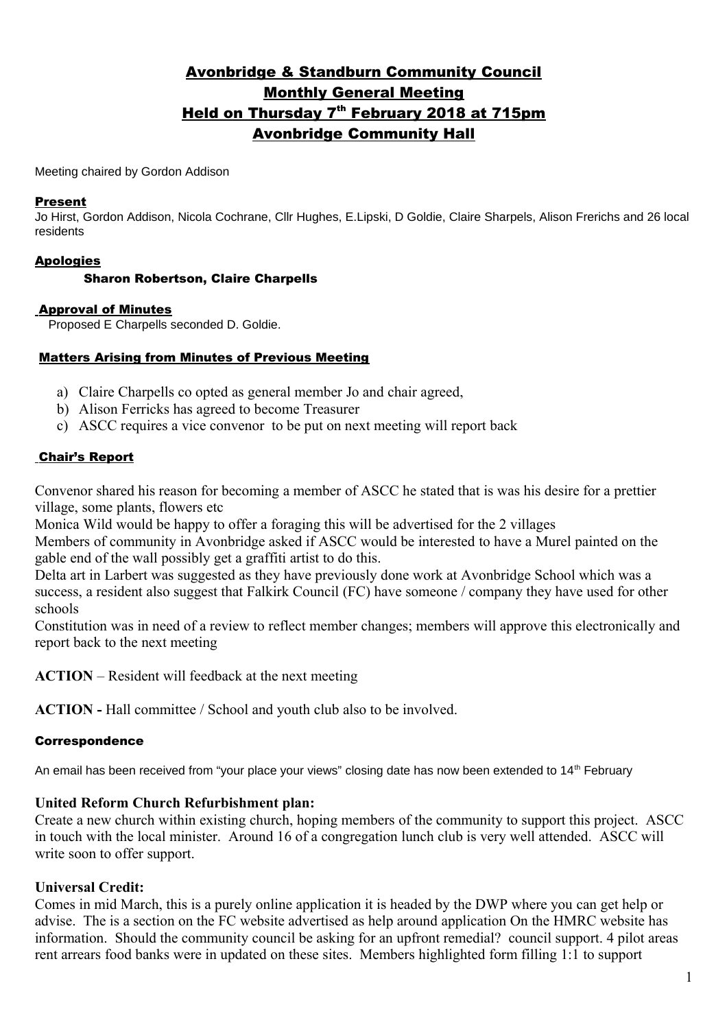# Avonbridge & Standburn Community Council
# Monthly General Meeting
# Held on Thursday 7th February 2018 at 715pm
# Avonbridge Community Hall

Meeting chaired by Gordon Addison

### Present

Jo Hirst, Gordon Addison, Nicola Cochrane, Cllr Hughes, E.Lipski, D Goldie, Claire Sharpels, Alison Frerichs and 26 local residents

### Apologies

**Sharon Robertson, Claire Charpells**

### Approval of Minutes

Proposed E Charpells seconded D. Goldie.

### Matters Arising from Minutes of Previous Meeting

a) Claire Charpells co opted as general member Jo and chair agreed,
b) Alison Ferricks has agreed to become Treasurer
c) ASCC requires a vice convenor to be put on next meeting will report back

### Chair's Report

Convenor shared his reason for becoming a member of ASCC he stated that is was his desire for a prettier village, some plants, flowers etc

Monica Wild would be happy to offer a foraging this will be advertised for the 2 villages

Members of community in Avonbridge asked if ASCC would be interested to have a Murel painted on the gable end of the wall possibly get a graffiti artist to do this.

Delta art in Larbert was suggested as they have previously done work at Avonbridge School which was a success, a resident also suggest that Falkirk Council (FC) have someone / company they have used for other schools

Constitution was in need of a review to reflect member changes; members will approve this electronically and report back to the next meeting

**ACTION** – Resident will feedback at the next meeting

**ACTION -** Hall committee / School and youth club also to be involved.

### Correspondence

An email has been received from "your place your views" closing date has now been extended to 14th February

**United Reform Church Refurbishment plan:**

Create a new church within existing church, hoping members of the community to support this project. ASCC in touch with the local minister. Around 16 of a congregation lunch club is very well attended. ASCC will write soon to offer support.

**Universal Credit:**

Comes in mid March, this is a purely online application it is headed by the DWP where you can get help or advise. The is a section on the FC website advertised as help around application On the HMRC website has information. Should the community council be asking for an upfront remedial? council support. 4 pilot areas rent arrears food banks were in updated on these sites. Members highlighted form filling 1:1 to support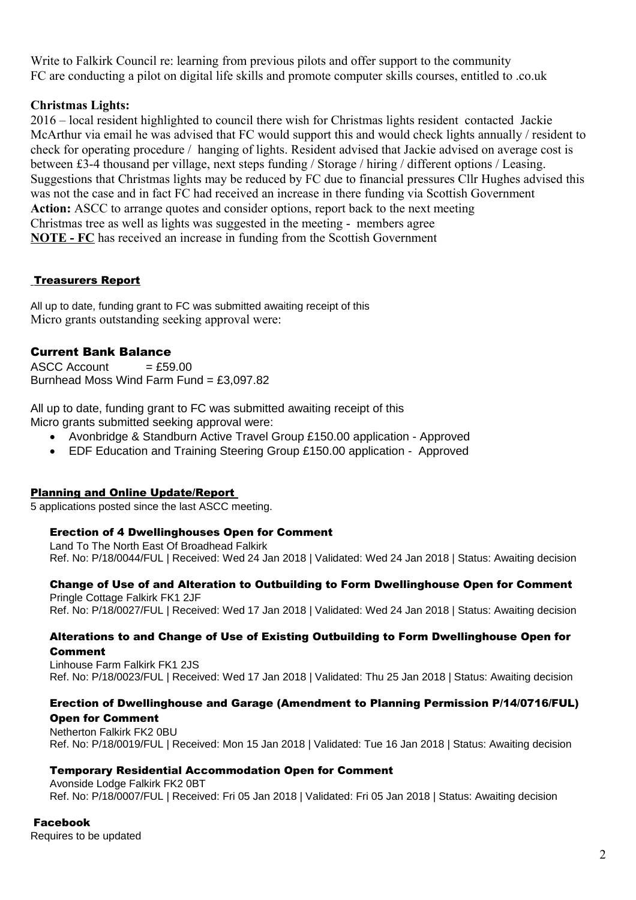Write to Falkirk Council re: learning from previous pilots and offer support to the community
FC are conducting a pilot on digital life skills and promote computer skills courses, entitled to .co.uk

**Christmas Lights:**

2016 – local resident highlighted to council there wish for Christmas lights resident contacted Jackie McArthur via email he was advised that FC would support this and would check lights annually / resident to check for operating procedure / hanging of lights. Resident advised that Jackie advised on average cost is between £3-4 thousand per village, next steps funding / Storage / hiring / different options / Leasing.
Suggestions that Christmas lights may be reduced by FC due to financial pressures Cllr Hughes advised this was not the case and in fact FC had received an increase in there funding via Scottish Government
**Action:** ASCC to arrange quotes and consider options, report back to the next meeting
Christmas tree as well as lights was suggested in the meeting - members agree
**NOTE - FC** has received an increase in funding from the Scottish Government

## Treasurers Report

All up to date, funding grant to FC was submitted awaiting receipt of this
Micro grants outstanding seeking approval were:

### Current Bank Balance

ASCC Account = £59.00
Burnhead Moss Wind Farm Fund = £3,097.82

All up to date, funding grant to FC was submitted awaiting receipt of this
Micro grants submitted seeking approval were:

- Avonbridge & Standburn Active Travel Group £150.00 application - Approved
- EDF Education and Training Steering Group £150.00 application - Approved

## Planning and Online Update/Report

5 applications posted since the last ASCC meeting.

### Erection of 4 Dwellinghouses Open for Comment

Land To The North East Of Broadhead Falkirk
Ref. No: P/18/0044/FUL | Received: Wed 24 Jan 2018 | Validated: Wed 24 Jan 2018 | Status: Awaiting decision

### Change of Use of and Alteration to Outbuilding to Form Dwellinghouse Open for Comment

Pringle Cottage Falkirk FK1 2JF
Ref. No: P/18/0027/FUL | Received: Wed 17 Jan 2018 | Validated: Wed 24 Jan 2018 | Status: Awaiting decision

### Alterations to and Change of Use of Existing Outbuilding to Form Dwellinghouse Open for Comment

Linhouse Farm Falkirk FK1 2JS
Ref. No: P/18/0023/FUL | Received: Wed 17 Jan 2018 | Validated: Thu 25 Jan 2018 | Status: Awaiting decision

### Erection of Dwellinghouse and Garage (Amendment to Planning Permission P/14/0716/FUL) Open for Comment

Netherton Falkirk FK2 0BU
Ref. No: P/18/0019/FUL | Received: Mon 15 Jan 2018 | Validated: Tue 16 Jan 2018 | Status: Awaiting decision

### Temporary Residential Accommodation Open for Comment

Avonside Lodge Falkirk FK2 0BT
Ref. No: P/18/0007/FUL | Received: Fri 05 Jan 2018 | Validated: Fri 05 Jan 2018 | Status: Awaiting decision

## Facebook

Requires to be updated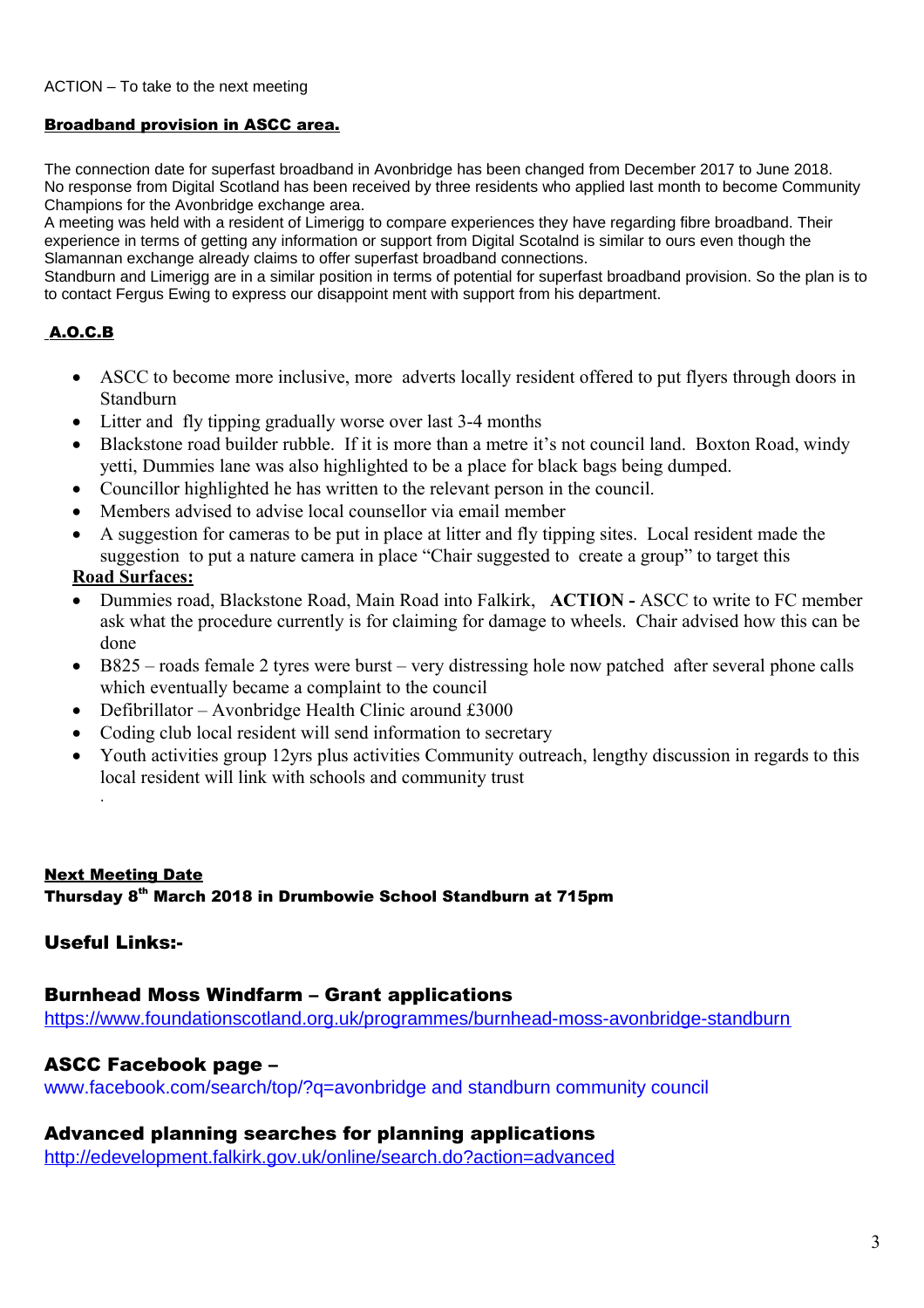ACTION – To take to the next meeting

**Broadband provision in ASCC area.**

The connection date for superfast broadband in Avonbridge has been changed from December 2017 to June 2018. No response from Digital Scotland has been received by three residents who applied last month to become Community Champions for the Avonbridge exchange area.
A meeting was held with a resident of Limerigg to compare experiences they have regarding fibre broadband. Their experience in terms of getting any information or support from Digital Scotalnd is similar to ours even though the Slamannan exchange already claims to offer superfast broadband connections.
Standburn and Limerigg are in a similar position in terms of potential for superfast broadband provision. So the plan is to to contact Fergus Ewing to express our disappoint ment with support from his department.

**A.O.C.B**

- ASCC to become more inclusive, more adverts locally resident offered to put flyers through doors in Standburn
- Litter and fly tipping gradually worse over last 3-4 months
- Blackstone road builder rubble. If it is more than a metre it's not council land. Boxton Road, windy yetti, Dummies lane was also highlighted to be a place for black bags being dumped.
- Councillor highlighted he has written to the relevant person in the council.
- Members advised to advise local counsellor via email member
- A suggestion for cameras to be put in place at litter and fly tipping sites. Local resident made the suggestion to put a nature camera in place "Chair suggested to create a group" to target this

**Road Surfaces:**

- Dummies road, Blackstone Road, Main Road into Falkirk, **ACTION -** ASCC to write to FC member ask what the procedure currently is for claiming for damage to wheels. Chair advised how this can be done
- B825 – roads female 2 tyres were burst – very distressing hole now patched after several phone calls which eventually became a complaint to the council
- Defibrillator – Avonbridge Health Clinic around £3000
- Coding club local resident will send information to secretary
- Youth activities group 12yrs plus activities Community outreach, lengthy discussion in regards to this local resident will link with schools and community trust

**Next Meeting Date**
**Thursday 8th March 2018 in Drumbowie School Standburn at 715pm**

### Useful Links:-

### Burnhead Moss Windfarm – Grant applications
https://www.foundationscotland.org.uk/programmes/burnhead-moss-avonbridge-standburn

### ASCC Facebook page –
www.facebook.com/search/top/?q=avonbridge and standburn community council

### Advanced planning searches for planning applications
http://edevelopment.falkirk.gov.uk/online/search.do?action=advanced